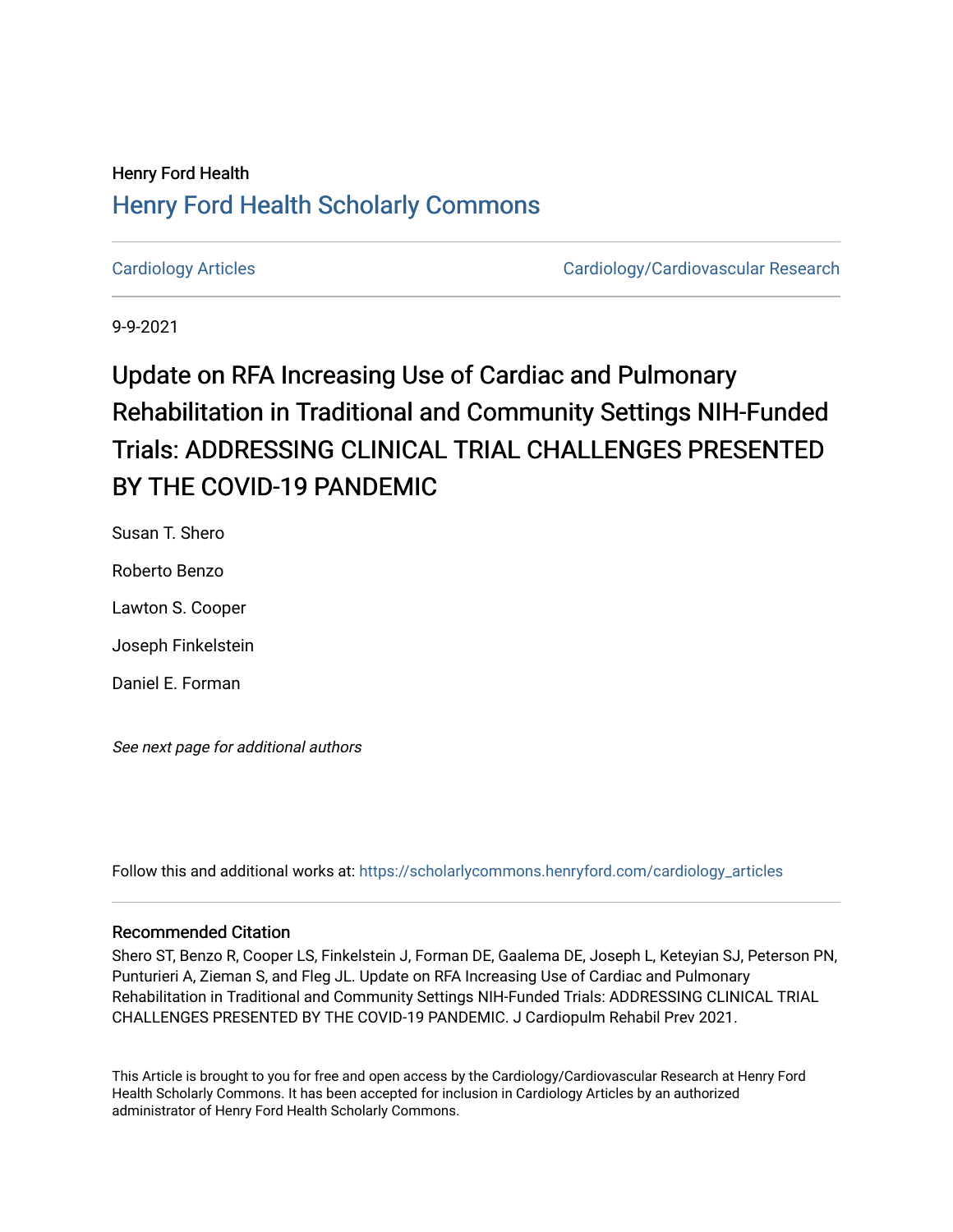Henry Ford Health

## Henry Ford Health Scholarly Commons

Cardiology Articles

Cardiology/Cardiovascular Research

9-9-2021

# Update on RFA Increasing Use of Cardiac and Pulmonary Rehabilitation in Traditional and Community Settings NIH-Funded Trials: ADDRESSING CLINICAL TRIAL CHALLENGES PRESENTED BY THE COVID-19 PANDEMIC

Susan T. Shero

Roberto Benzo

Lawton S. Cooper

Joseph Finkelstein

Daniel E. Forman

*See next page for additional authors*

Follow this and additional works at: https://scholarlycommons.henryford.com/cardiology_articles

### Recommended Citation

Shero ST, Benzo R, Cooper LS, Finkelstein J, Forman DE, Gaalema DE, Joseph L, Keteyian SJ, Peterson PN, Punturieri A, Zieman S, and Fleg JL. Update on RFA Increasing Use of Cardiac and Pulmonary Rehabilitation in Traditional and Community Settings NIH-Funded Trials: ADDRESSING CLINICAL TRIAL CHALLENGES PRESENTED BY THE COVID-19 PANDEMIC. J Cardiopulm Rehabil Prev 2021.

This Article is brought to you for free and open access by the Cardiology/Cardiovascular Research at Henry Ford Health Scholarly Commons. It has been accepted for inclusion in Cardiology Articles by an authorized administrator of Henry Ford Health Scholarly Commons.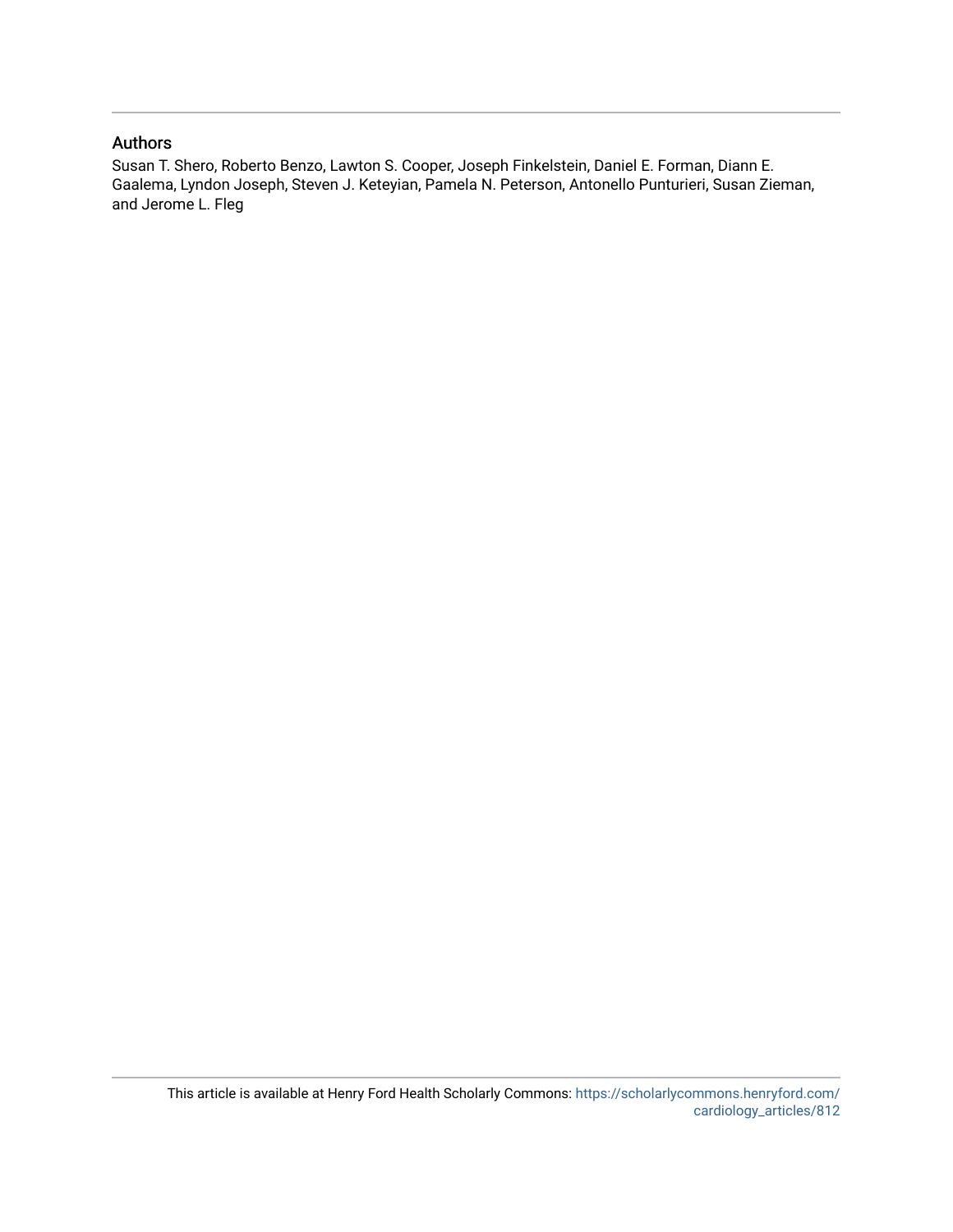## Authors

Susan T. Shero, Roberto Benzo, Lawton S. Cooper, Joseph Finkelstein, Daniel E. Forman, Diann E. Gaalema, Lyndon Joseph, Steven J. Keteyian, Pamela N. Peterson, Antonello Punturieri, Susan Zieman, and Jerome L. Fleg

This article is available at Henry Ford Health Scholarly Commons: https://scholarlycommons.henryford.com/cardiology_articles/812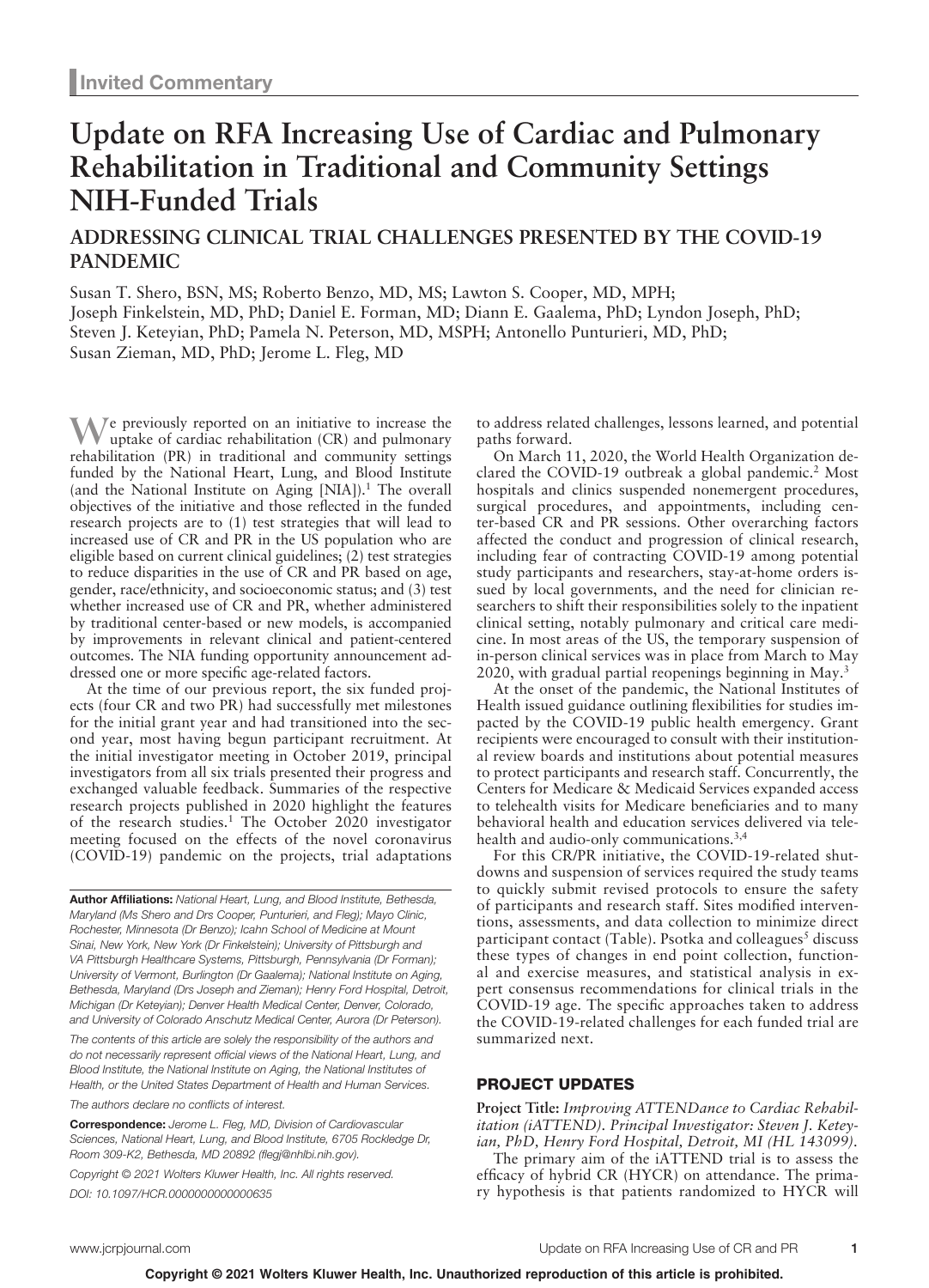# Invited Commentary

# Update on RFA Increasing Use of Cardiac and Pulmonary Rehabilitation in Traditional and Community Settings NIH-Funded Trials

## ADDRESSING CLINICAL TRIAL CHALLENGES PRESENTED BY THE COVID-19 PANDEMIC

Susan T. Shero, BSN, MS; Roberto Benzo, MD, MS; Lawton S. Cooper, MD, MPH; Joseph Finkelstein, MD, PhD; Daniel E. Forman, MD; Diann E. Gaalema, PhD; Lyndon Joseph, PhD; Steven J. Keteyian, PhD; Pamela N. Peterson, MD, MSPH; Antonello Punturieri, MD, PhD; Susan Zieman, MD, PhD; Jerome L. Fleg, MD

We previously reported on an initiative to increase the uptake of cardiac rehabilitation (CR) and pulmonary rehabilitation (PR) in traditional and community settings funded by the National Heart, Lung, and Blood Institute (and the National Institute on Aging [NIA]).[1] The overall objectives of the initiative and those reflected in the funded research projects are to (1) test strategies that will lead to increased use of CR and PR in the US population who are eligible based on current clinical guidelines; (2) test strategies to reduce disparities in the use of CR and PR based on age, gender, race/ethnicity, and socioeconomic status; and (3) test whether increased use of CR and PR, whether administered by traditional center-based or new models, is accompanied by improvements in relevant clinical and patient-centered outcomes. The NIA funding opportunity announcement addressed one or more specific age-related factors.

At the time of our previous report, the six funded projects (four CR and two PR) had successfully met milestones for the initial grant year and had transitioned into the second year, most having begun participant recruitment. At the initial investigator meeting in October 2019, principal investigators from all six trials presented their progress and exchanged valuable feedback. Summaries of the respective research projects published in 2020 highlight the features of the research studies.[1] The October 2020 investigator meeting focused on the effects of the novel coronavirus (COVID-19) pandemic on the projects, trial adaptations to address related challenges, lessons learned, and potential paths forward.

On March 11, 2020, the World Health Organization declared the COVID-19 outbreak a global pandemic.[2] Most hospitals and clinics suspended nonemergent procedures, surgical procedures, and appointments, including center-based CR and PR sessions. Other overarching factors affected the conduct and progression of clinical research, including fear of contracting COVID-19 among potential study participants and researchers, stay-at-home orders issued by local governments, and the need for clinician researchers to shift their responsibilities solely to the inpatient clinical setting, notably pulmonary and critical care medicine. In most areas of the US, the temporary suspension of in-person clinical services was in place from March to May 2020, with gradual partial reopenings beginning in May.[3]

At the onset of the pandemic, the National Institutes of Health issued guidance outlining flexibilities for studies impacted by the COVID-19 public health emergency. Grant recipients were encouraged to consult with their institutional review boards and institutions about potential measures to protect participants and research staff. Concurrently, the Centers for Medicare & Medicaid Services expanded access to telehealth visits for Medicare beneficiaries and to many behavioral health and education services delivered via telehealth and audio-only communications.[3,4]

For this CR/PR initiative, the COVID-19-related shutdowns and suspension of services required the study teams to quickly submit revised protocols to ensure the safety of participants and research staff. Sites modified interventions, assessments, and data collection to minimize direct participant contact (Table). Psotka and colleagues[5] discuss these types of changes in end point collection, functional and exercise measures, and statistical analysis in expert consensus recommendations for clinical trials in the COVID-19 age. The specific approaches taken to address the COVID-19-related challenges for each funded trial are summarized next.

## PROJECT UPDATES

**Project Title:** *Improving ATTENDance to Cardiac Rehabilitation (iATTEND). Principal Investigator: Steven J. Keteyian, PhD, Henry Ford Hospital, Detroit, MI (HL 143099).*

The primary aim of the iATTEND trial is to assess the efficacy of hybrid CR (HYCR) on attendance. The primary hypothesis is that patients randomized to HYCR will

---

**Author Affiliations:** *National Heart, Lung, and Blood Institute, Bethesda, Maryland (Ms Shero and Drs Cooper, Punturieri, and Fleg); Mayo Clinic, Rochester, Minnesota (Dr Benzo); Icahn School of Medicine at Mount Sinai, New York, New York (Dr Finkelstein); University of Pittsburgh and VA Pittsburgh Healthcare Systems, Pittsburgh, Pennsylvania (Dr Forman); University of Vermont, Burlington (Dr Gaalema); National Institute on Aging, Bethesda, Maryland (Drs Joseph and Zieman); Henry Ford Hospital, Detroit, Michigan (Dr Keteyian); Denver Health Medical Center, Denver, Colorado, and University of Colorado Anschutz Medical Center, Aurora (Dr Peterson).*

*The contents of this article are solely the responsibility of the authors and do not necessarily represent official views of the National Heart, Lung, and Blood Institute, the National Institute on Aging, the National Institutes of Health, or the United States Department of Health and Human Services.*

*The authors declare no conflicts of interest.*

**Correspondence:** *Jerome L. Fleg, MD, Division of Cardiovascular Sciences, National Heart, Lung, and Blood Institute, 6705 Rockledge Dr, Room 309-K2, Bethesda, MD 20892 (flegj@nhlbi.nih.gov).*

*Copyright © 2021 Wolters Kluwer Health, Inc. All rights reserved.*

*DOI: 10.1097/HCR.0000000000000635*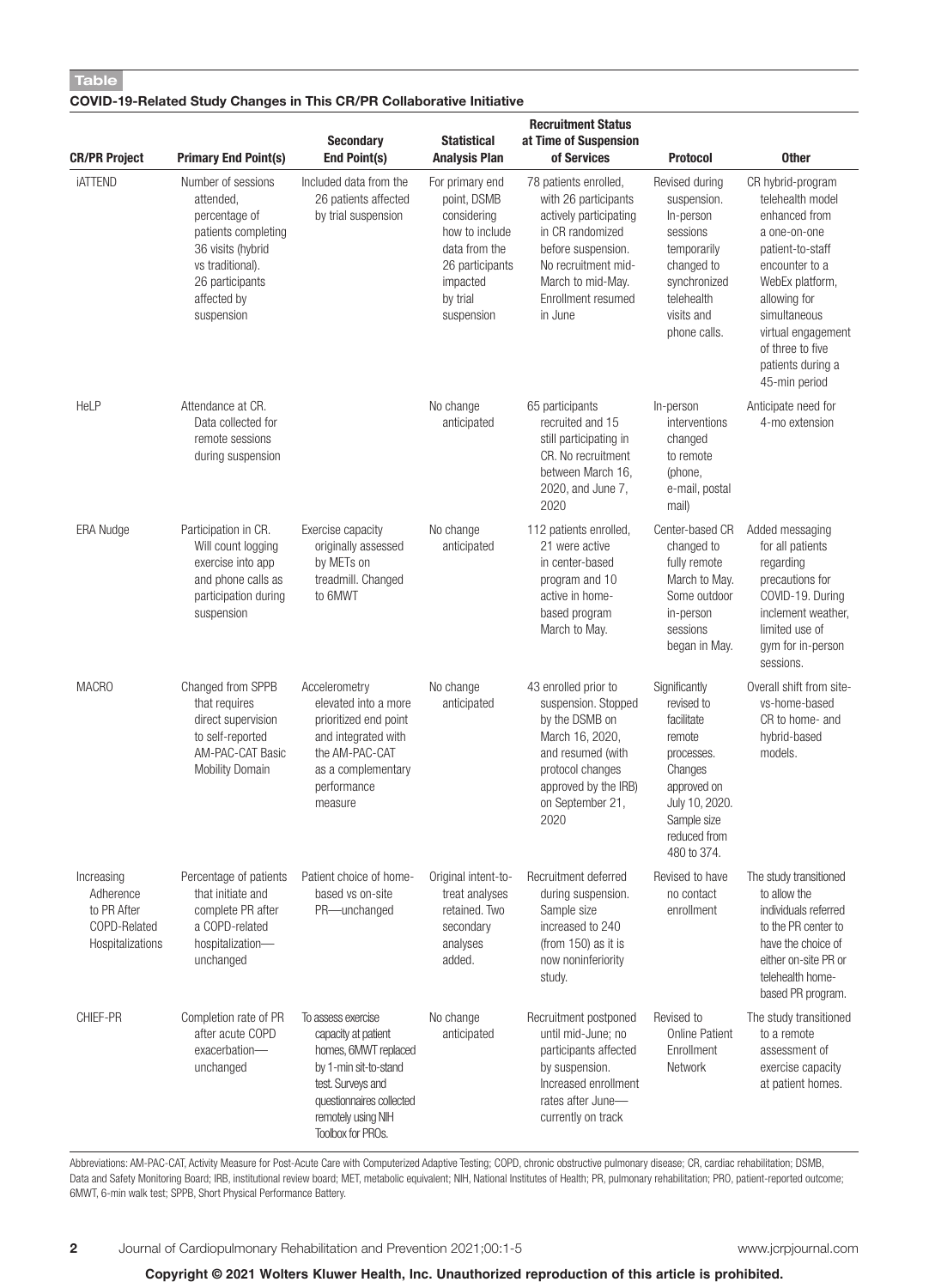**Table**

**COVID-19-Related Study Changes in This CR/PR Collaborative Initiative**

| CR/PR Project | Primary End Point(s) | Secondary End Point(s) | Statistical Analysis Plan | Recruitment Status at Time of Suspension of Services | Protocol | Other |
|---|---|---|---|---|---|---|
| iATTEND | Number of sessions attended, percentage of patients completing 36 visits (hybrid vs traditional). 26 participants affected by suspension | Included data from the 26 patients affected by trial suspension | For primary end point, DSMB considering how to include data from the 26 participants impacted by trial suspension | 78 patients enrolled, with 26 participants actively participating in CR randomized before suspension. No recruitment mid-March to mid-May. Enrollment resumed in June | Revised during suspension. In-person sessions temporarily changed to synchronized telehealth visits and phone calls. | CR hybrid-program telehealth model enhanced from a one-on-one patient-to-staff encounter to a WebEx platform, allowing for simultaneous virtual engagement of three to five patients during a 45-min period |
| HeLP | Attendance at CR. Data collected for remote sessions during suspension | | No change anticipated | 65 participants recruited and 15 still participating in CR. No recruitment between March 16, 2020, and June 7, 2020 | In-person interventions changed to remote (phone, e-mail, postal mail) | Anticipate need for 4-mo extension |
| ERA Nudge | Participation in CR. Will count logging exercise into app and phone calls as participation during suspension | Exercise capacity originally assessed by METs on treadmill. Changed to 6MWT | No change anticipated | 112 patients enrolled, 21 were active in center-based program and 10 active in home-based program March to May. | Center-based CR changed to fully remote March to May. Some outdoor in-person sessions began in May. | Added messaging for all patients regarding precautions for COVID-19. During inclement weather, limited use of gym for in-person sessions. |
| MACRO | Changed from SPPB that requires direct supervision to self-reported AM-PAC-CAT Basic Mobility Domain | Accelerometry elevated into a more prioritized end point and integrated with the AM-PAC-CAT as a complementary performance measure | No change anticipated | 43 enrolled prior to suspension. Stopped by the DSMB on March 16, 2020, and resumed (with protocol changes approved by the IRB) on September 21, 2020 | Significantly revised to facilitate remote processes. Changes approved on July 10, 2020. Sample size reduced from 480 to 374. | Overall shift from site-vs-home-based CR to home- and hybrid-based models. |
| Increasing Adherence to PR After COPD-Related Hospitalizations | Percentage of patients that initiate and complete PR after a COPD-related hospitalization—unchanged | Patient choice of home-based vs on-site PR—unchanged | Original intent-to-treat analyses retained. Two secondary analyses added. | Recruitment deferred during suspension. Sample size increased to 240 (from 150) as it is now noninferiority study. | Revised to have no contact enrollment | The study transitioned to allow the individuals referred to the PR center to have the choice of either on-site PR or telehealth home-based PR program. |
| CHIEF-PR | Completion rate of PR after acute COPD exacerbation—unchanged | To assess exercise capacity at patient homes, 6MWT replaced by 1-min sit-to-stand test. Surveys and questionnaires collected remotely using NIH Toolbox for PROs. | No change anticipated | Recruitment postponed until mid-June; no participants affected by suspension. Increased enrollment rates after June—currently on track | Revised to Online Patient Enrollment Network | The study transitioned to a remote assessment of exercise capacity at patient homes. |

Abbreviations: AM-PAC-CAT, Activity Measure for Post-Acute Care with Computerized Adaptive Testing; COPD, chronic obstructive pulmonary disease; CR, cardiac rehabilitation; DSMB, Data and Safety Monitoring Board; IRB, institutional review board; MET, metabolic equivalent; NIH, National Institutes of Health; PR, pulmonary rehabilitation; PRO, patient-reported outcome; 6MWT, 6-min walk test; SPPB, Short Physical Performance Battery.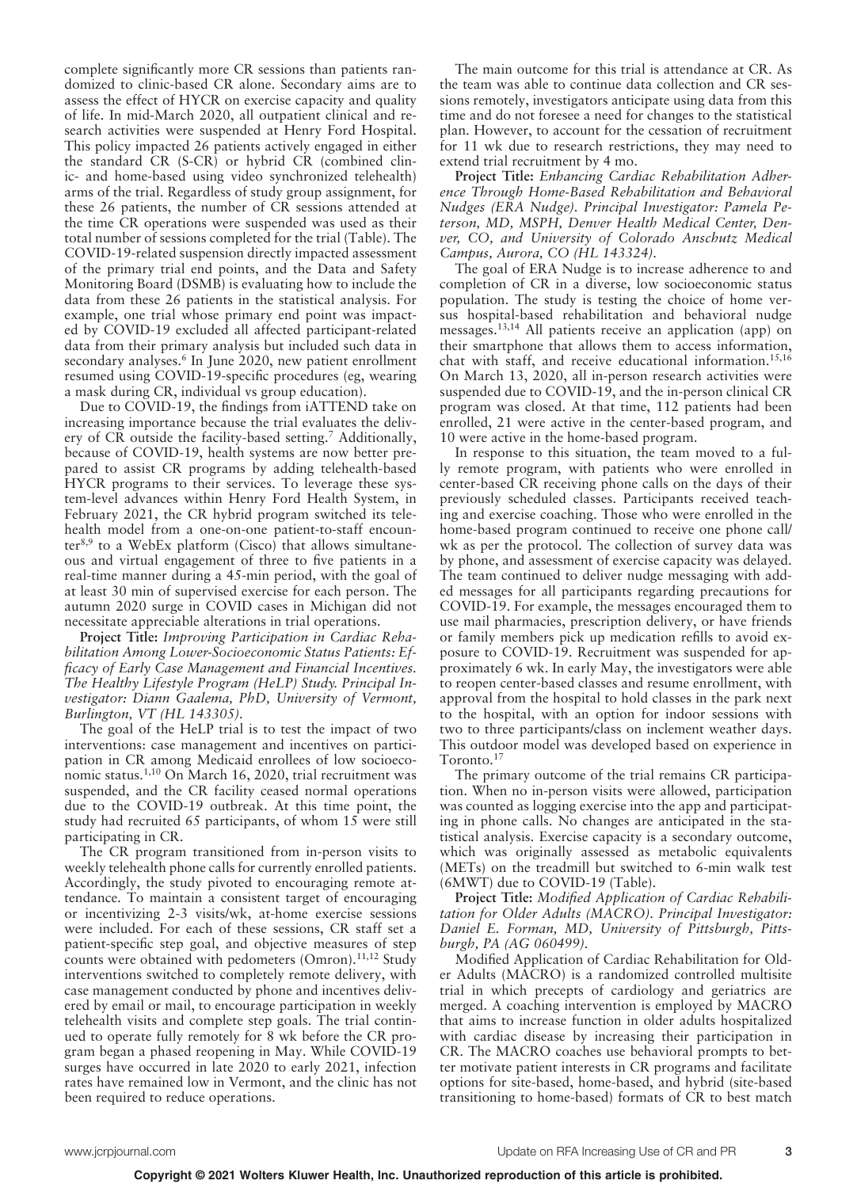complete significantly more CR sessions than patients randomized to clinic-based CR alone. Secondary aims are to assess the effect of HYCR on exercise capacity and quality of life. In mid-March 2020, all outpatient clinical and research activities were suspended at Henry Ford Hospital. This policy impacted 26 patients actively engaged in either the standard CR (S-CR) or hybrid CR (combined clinic- and home-based using video synchronized telehealth) arms of the trial. Regardless of study group assignment, for these 26 patients, the number of CR sessions attended at the time CR operations were suspended was used as their total number of sessions completed for the trial (Table). The COVID-19-related suspension directly impacted assessment of the primary trial end points, and the Data and Safety Monitoring Board (DSMB) is evaluating how to include the data from these 26 patients in the statistical analysis. For example, one trial whose primary end point was impacted by COVID-19 excluded all affected participant-related data from their primary analysis but included such data in secondary analyses.[6] In June 2020, new patient enrollment resumed using COVID-19-specific procedures (eg, wearing a mask during CR, individual vs group education).

Due to COVID-19, the findings from iATTEND take on increasing importance because the trial evaluates the delivery of CR outside the facility-based setting.[7] Additionally, because of COVID-19, health systems are now better prepared to assist CR programs by adding telehealth-based HYCR programs to their services. To leverage these system-level advances within Henry Ford Health System, in February 2021, the CR hybrid program switched its telehealth model from a one-on-one patient-to-staff encounter[8,9] to a WebEx platform (Cisco) that allows simultaneous and virtual engagement of three to five patients in a real-time manner during a 45-min period, with the goal of at least 30 min of supervised exercise for each person. The autumn 2020 surge in COVID cases in Michigan did not necessitate appreciable alterations in trial operations.

**Project Title:** *Improving Participation in Cardiac Rehabilitation Among Lower-Socioeconomic Status Patients: Efficacy of Early Case Management and Financial Incentives. The Healthy Lifestyle Program (HeLP) Study. Principal Investigator: Diann Gaalema, PhD, University of Vermont, Burlington, VT (HL 143305).*

The goal of the HeLP trial is to test the impact of two interventions: case management and incentives on participation in CR among Medicaid enrollees of low socioeconomic status.[1,10] On March 16, 2020, trial recruitment was suspended, and the CR facility ceased normal operations due to the COVID-19 outbreak. At this time point, the study had recruited 65 participants, of whom 15 were still participating in CR.

The CR program transitioned from in-person visits to weekly telehealth phone calls for currently enrolled patients. Accordingly, the study pivoted to encouraging remote attendance. To maintain a consistent target of encouraging or incentivizing 2-3 visits/wk, at-home exercise sessions were included. For each of these sessions, CR staff set a patient-specific step goal, and objective measures of step counts were obtained with pedometers (Omron).[11,12] Study interventions switched to completely remote delivery, with case management conducted by phone and incentives delivered by email or mail, to encourage participation in weekly telehealth visits and complete step goals. The trial continued to operate fully remotely for 8 wk before the CR program began a phased reopening in May. While COVID-19 surges have occurred in late 2020 to early 2021, infection rates have remained low in Vermont, and the clinic has not been required to reduce operations.

The main outcome for this trial is attendance at CR. As the team was able to continue data collection and CR sessions remotely, investigators anticipate using data from this time and do not foresee a need for changes to the statistical plan. However, to account for the cessation of recruitment for 11 wk due to research restrictions, they may need to extend trial recruitment by 4 mo.

**Project Title:** *Enhancing Cardiac Rehabilitation Adherence Through Home-Based Rehabilitation and Behavioral Nudges (ERA Nudge). Principal Investigator: Pamela Peterson, MD, MSPH, Denver Health Medical Center, Denver, CO, and University of Colorado Anschutz Medical Campus, Aurora, CO (HL 143324).*

The goal of ERA Nudge is to increase adherence to and completion of CR in a diverse, low socioeconomic status population. The study is testing the choice of home versus hospital-based rehabilitation and behavioral nudge messages.[13,14] All patients receive an application (app) on their smartphone that allows them to access information, chat with staff, and receive educational information.[15,16] On March 13, 2020, all in-person research activities were suspended due to COVID-19, and the in-person clinical CR program was closed. At that time, 112 patients had been enrolled, 21 were active in the center-based program, and 10 were active in the home-based program.

In response to this situation, the team moved to a fully remote program, with patients who were enrolled in center-based CR receiving phone calls on the days of their previously scheduled classes. Participants received teaching and exercise coaching. Those who were enrolled in the home-based program continued to receive one phone call/wk as per the protocol. The collection of survey data was by phone, and assessment of exercise capacity was delayed. The team continued to deliver nudge messaging with added messages for all participants regarding precautions for COVID-19. For example, the messages encouraged them to use mail pharmacies, prescription delivery, or have friends or family members pick up medication refills to avoid exposure to COVID-19. Recruitment was suspended for approximately 6 wk. In early May, the investigators were able to reopen center-based classes and resume enrollment, with approval from the hospital to hold classes in the park next to the hospital, with an option for indoor sessions with two to three participants/class on inclement weather days. This outdoor model was developed based on experience in Toronto.[17]

The primary outcome of the trial remains CR participation. When no in-person visits were allowed, participation was counted as logging exercise into the app and participating in phone calls. No changes are anticipated in the statistical analysis. Exercise capacity is a secondary outcome, which was originally assessed as metabolic equivalents (METs) on the treadmill but switched to 6-min walk test (6MWT) due to COVID-19 (Table).

**Project Title:** *Modified Application of Cardiac Rehabilitation for Older Adults (MACRO). Principal Investigator: Daniel E. Forman, MD, University of Pittsburgh, Pittsburgh, PA (AG 060499).*

Modified Application of Cardiac Rehabilitation for Older Adults (MACRO) is a randomized controlled multisite trial in which precepts of cardiology and geriatrics are merged. A coaching intervention is employed by MACRO that aims to increase function in older adults hospitalized with cardiac disease by increasing their participation in CR. The MACRO coaches use behavioral prompts to better motivate patient interests in CR programs and facilitate options for site-based, home-based, and hybrid (site-based transitioning to home-based) formats of CR to best match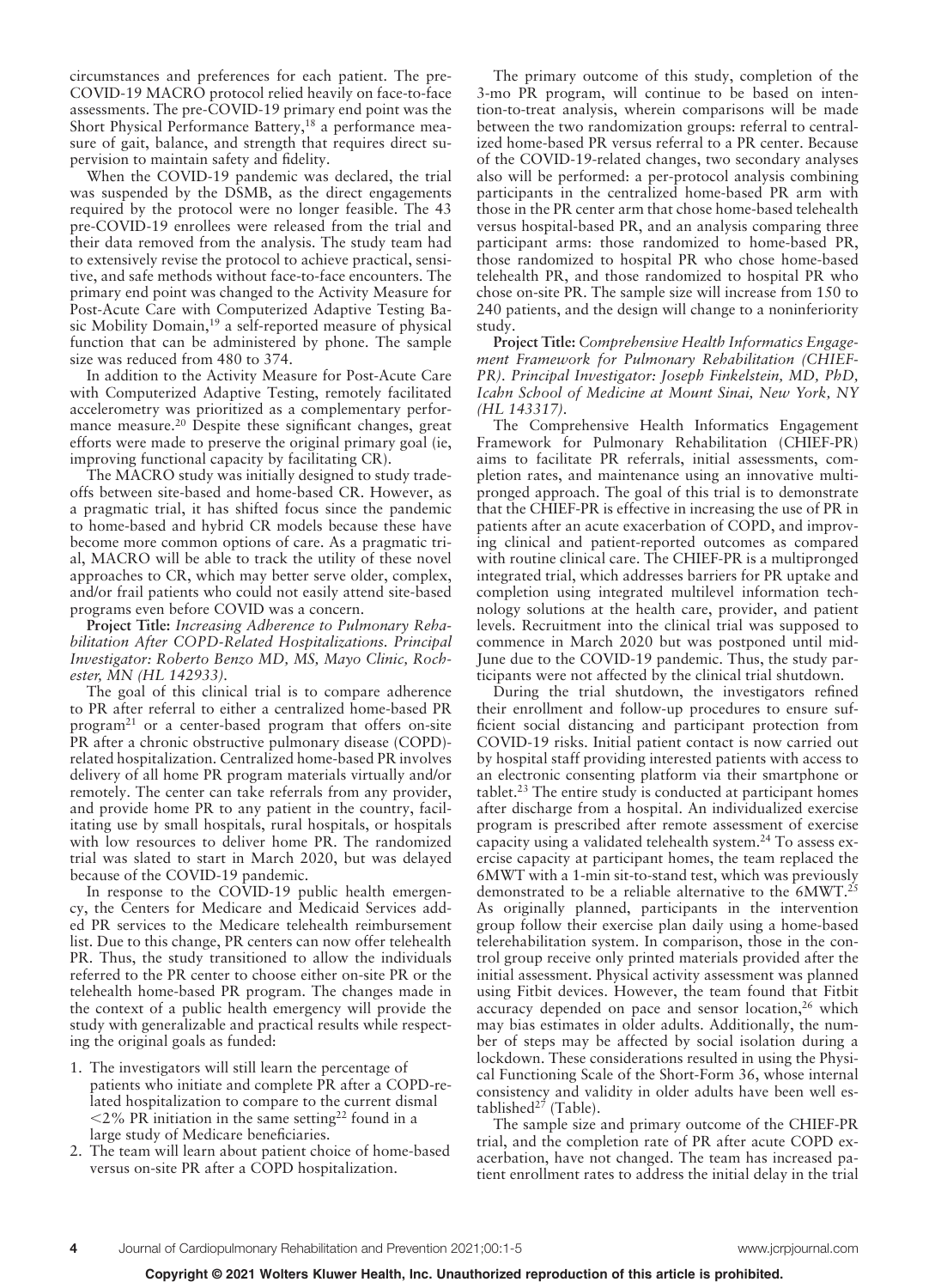circumstances and preferences for each patient. The pre-COVID-19 MACRO protocol relied heavily on face-to-face assessments. The pre-COVID-19 primary end point was the Short Physical Performance Battery,[18] a performance measure of gait, balance, and strength that requires direct supervision to maintain safety and fidelity.

When the COVID-19 pandemic was declared, the trial was suspended by the DSMB, as the direct engagements required by the protocol were no longer feasible. The 43 pre-COVID-19 enrollees were released from the trial and their data removed from the analysis. The study team had to extensively revise the protocol to achieve practical, sensitive, and safe methods without face-to-face encounters. The primary end point was changed to the Activity Measure for Post-Acute Care with Computerized Adaptive Testing Basic Mobility Domain,[19] a self-reported measure of physical function that can be administered by phone. The sample size was reduced from 480 to 374.

In addition to the Activity Measure for Post-Acute Care with Computerized Adaptive Testing, remotely facilitated accelerometry was prioritized as a complementary performance measure.[20] Despite these significant changes, great efforts were made to preserve the original primary goal (ie, improving functional capacity by facilitating CR).

The MACRO study was initially designed to study trade-offs between site-based and home-based CR. However, as a pragmatic trial, it has shifted focus since the pandemic to home-based and hybrid CR models because these have become more common options of care. As a pragmatic trial, MACRO will be able to track the utility of these novel approaches to CR, which may better serve older, complex, and/or frail patients who could not easily attend site-based programs even before COVID was a concern.

**Project Title:** *Increasing Adherence to Pulmonary Rehabilitation After COPD-Related Hospitalizations. Principal Investigator: Roberto Benzo MD, MS, Mayo Clinic, Rochester, MN (HL 142933).*

The goal of this clinical trial is to compare adherence to PR after referral to either a centralized home-based PR program[21] or a center-based program that offers on-site PR after a chronic obstructive pulmonary disease (COPD)-related hospitalization. Centralized home-based PR involves delivery of all home PR program materials virtually and/or remotely. The center can take referrals from any provider, and provide home PR to any patient in the country, facilitating use by small hospitals, rural hospitals, or hospitals with low resources to deliver home PR. The randomized trial was slated to start in March 2020, but was delayed because of the COVID-19 pandemic.

In response to the COVID-19 public health emergency, the Centers for Medicare and Medicaid Services added PR services to the Medicare telehealth reimbursement list. Due to this change, PR centers can now offer telehealth PR. Thus, the study transitioned to allow the individuals referred to the PR center to choose either on-site PR or the telehealth home-based PR program. The changes made in the context of a public health emergency will provide the study with generalizable and practical results while respecting the original goals as funded:

1. The investigators will still learn the percentage of patients who initiate and complete PR after a COPD-related hospitalization to compare to the current dismal $<2\%$ PR initiation in the same setting[22] found in a large study of Medicare beneficiaries.
2. The team will learn about patient choice of home-based versus on-site PR after a COPD hospitalization.

The primary outcome of this study, completion of the 3-mo PR program, will continue to be based on intention-to-treat analysis, wherein comparisons will be made between the two randomization groups: referral to centralized home-based PR versus referral to a PR center. Because of the COVID-19-related changes, two secondary analyses also will be performed: a per-protocol analysis combining participants in the centralized home-based PR arm with those in the PR center arm that chose home-based telehealth versus hospital-based PR, and an analysis comparing three participant arms: those randomized to home-based PR, those randomized to hospital PR who chose home-based telehealth PR, and those randomized to hospital PR who chose on-site PR. The sample size will increase from 150 to 240 patients, and the design will change to a noninferiority study.

**Project Title:** *Comprehensive Health Informatics Engagement Framework for Pulmonary Rehabilitation (CHIEF-PR). Principal Investigator: Joseph Finkelstein, MD, PhD, Icahn School of Medicine at Mount Sinai, New York, NY (HL 143317).*

The Comprehensive Health Informatics Engagement Framework for Pulmonary Rehabilitation (CHIEF-PR) aims to facilitate PR referrals, initial assessments, completion rates, and maintenance using an innovative multipronged approach. The goal of this trial is to demonstrate that the CHIEF-PR is effective in increasing the use of PR in patients after an acute exacerbation of COPD, and improving clinical and patient-reported outcomes as compared with routine clinical care. The CHIEF-PR is a multipronged integrated trial, which addresses barriers for PR uptake and completion using integrated multilevel information technology solutions at the health care, provider, and patient levels. Recruitment into the clinical trial was supposed to commence in March 2020 but was postponed until mid-June due to the COVID-19 pandemic. Thus, the study participants were not affected by the clinical trial shutdown.

During the trial shutdown, the investigators refined their enrollment and follow-up procedures to ensure sufficient social distancing and participant protection from COVID-19 risks. Initial patient contact is now carried out by hospital staff providing interested patients with access to an electronic consenting platform via their smartphone or tablet.[23] The entire study is conducted at participant homes after discharge from a hospital. An individualized exercise program is prescribed after remote assessment of exercise capacity using a validated telehealth system.[24] To assess exercise capacity at participant homes, the team replaced the 6MWT with a 1-min sit-to-stand test, which was previously demonstrated to be a reliable alternative to the 6MWT.[25] As originally planned, participants in the intervention group follow their exercise plan daily using a home-based telerehabilitation system. In comparison, those in the control group receive only printed materials provided after the initial assessment. Physical activity assessment was planned using Fitbit devices. However, the team found that Fitbit accuracy depended on pace and sensor location,[26] which may bias estimates in older adults. Additionally, the number of steps may be affected by social isolation during a lockdown. These considerations resulted in using the Physical Functioning Scale of the Short-Form 36, whose internal consistency and validity in older adults have been well established[27] (Table).

The sample size and primary outcome of the CHIEF-PR trial, and the completion rate of PR after acute COPD exacerbation, have not changed. The team has increased patient enrollment rates to address the initial delay in the trial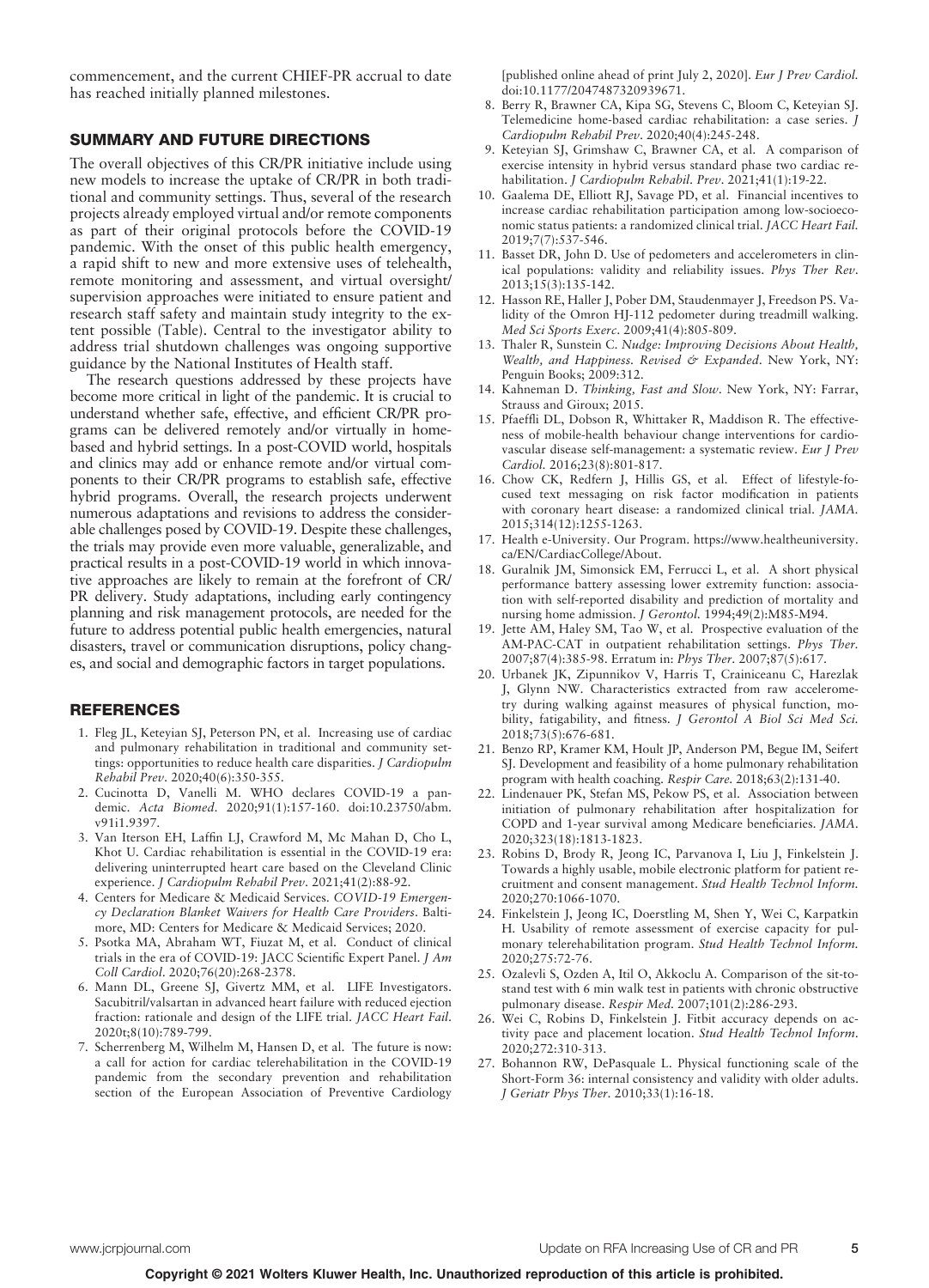commencement, and the current CHIEF-PR accrual to date has reached initially planned milestones.

## SUMMARY AND FUTURE DIRECTIONS

The overall objectives of this CR/PR initiative include using new models to increase the uptake of CR/PR in both traditional and community settings. Thus, several of the research projects already employed virtual and/or remote components as part of their original protocols before the COVID-19 pandemic. With the onset of this public health emergency, a rapid shift to new and more extensive uses of telehealth, remote monitoring and assessment, and virtual oversight/supervision approaches were initiated to ensure patient and research staff safety and maintain study integrity to the extent possible (Table). Central to the investigator ability to address trial shutdown challenges was ongoing supportive guidance by the National Institutes of Health staff.

The research questions addressed by these projects have become more critical in light of the pandemic. It is crucial to understand whether safe, effective, and efficient CR/PR programs can be delivered remotely and/or virtually in home-based and hybrid settings. In a post-COVID world, hospitals and clinics may add or enhance remote and/or virtual components to their CR/PR programs to establish safe, effective hybrid programs. Overall, the research projects underwent numerous adaptations and revisions to address the considerable challenges posed by COVID-19. Despite these challenges, the trials may provide even more valuable, generalizable, and practical results in a post-COVID-19 world in which innovative approaches are likely to remain at the forefront of CR/PR delivery. Study adaptations, including early contingency planning and risk management protocols, are needed for the future to address potential public health emergencies, natural disasters, travel or communication disruptions, policy changes, and social and demographic factors in target populations.

## REFERENCES

1. Fleg JL, Keteyian SJ, Peterson PN, et al. Increasing use of cardiac and pulmonary rehabilitation in traditional and community settings: opportunities to reduce health care disparities. *J Cardiopulm Rehabil Prev*. 2020;40(6):350-355.
2. Cucinotta D, Vanelli M. WHO declares COVID-19 a pandemic. *Acta Biomed*. 2020;91(1):157-160. doi:10.23750/abm.v91i1.9397.
3. Van Iterson EH, Laffin LJ, Crawford M, Mc Mahan D, Cho L, Khot U. Cardiac rehabilitation is essential in the COVID-19 era: delivering uninterrupted heart care based on the Cleveland Clinic experience. *J Cardiopulm Rehabil Prev*. 2021;41(2):88-92.
4. Centers for Medicare & Medicaid Services. *COVID-19 Emergency Declaration Blanket Waivers for Health Care Providers*. Baltimore, MD: Centers for Medicare & Medicaid Services; 2020.
5. Psotka MA, Abraham WT, Fiuzat M, et al. Conduct of clinical trials in the era of COVID-19: JACC Scientific Expert Panel. *J Am Coll Cardiol*. 2020;76(20):268-2378.
6. Mann DL, Greene SJ, Givertz MM, et al. LIFE Investigators. Sacubitril/valsartan in advanced heart failure with reduced ejection fraction: rationale and design of the LIFE trial. *JACC Heart Fail*. 2020t;8(10):789-799.
7. Scherrenberg M, Wilhelm M, Hansen D, et al. The future is now: a call for action for cardiac telerehabilitation in the COVID-19 pandemic from the secondary prevention and rehabilitation section of the European Association of Preventive Cardiology [published online ahead of print July 2, 2020]. *Eur J Prev Cardiol*. doi:10.1177/2047487320939671.
8. Berry R, Brawner CA, Kipa SG, Stevens C, Bloom C, Keteyian SJ. Telemedicine home-based cardiac rehabilitation: a case series. *J Cardiopulm Rehabil Prev*. 2020;40(4):245-248.
9. Keteyian SJ, Grimshaw C, Brawner CA, et al. A comparison of exercise intensity in hybrid versus standard phase two cardiac rehabilitation. *J Cardiopulm Rehabil. Prev*. 2021;41(1):19-22.
10. Gaalema DE, Elliott RJ, Savage PD, et al. Financial incentives to increase cardiac rehabilitation participation among low-socioeconomic status patients: a randomized clinical trial. *JACC Heart Fail*. 2019;7(7):537-546.
11. Basset DR, John D. Use of pedometers and accelerometers in clinical populations: validity and reliability issues. *Phys Ther Rev*. 2013;15(3):135-142.
12. Hasson RE, Haller J, Pober DM, Staudenmayer J, Freedson PS. Validity of the Omron HJ-112 pedometer during treadmill walking. *Med Sci Sports Exerc*. 2009;41(4):805-809.
13. Thaler R, Sunstein C. *Nudge: Improving Decisions About Health, Wealth, and Happiness. Revised & Expanded*. New York, NY: Penguin Books; 2009:312.
14. Kahneman D. *Thinking, Fast and Slow*. New York, NY: Farrar, Strauss and Giroux; 2015.
15. Pfaeffli DL, Dobson R, Whittaker R, Maddison R. The effectiveness of mobile-health behaviour change interventions for cardiovascular disease self-management: a systematic review. *Eur J Prev Cardiol*. 2016;23(8):801-817.
16. Chow CK, Redfern J, Hillis GS, et al. Effect of lifestyle-focused text messaging on risk factor modification in patients with coronary heart disease: a randomized clinical trial. *JAMA*. 2015;314(12):1255-1263.
17. Health e-University. Our Program. https://www.healtheuniversity.ca/EN/CardiacCollege/About.
18. Guralnik JM, Simonsick EM, Ferrucci L, et al. A short physical performance battery assessing lower extremity function: association with self-reported disability and prediction of mortality and nursing home admission. *J Gerontol*. 1994;49(2):M85-M94.
19. Jette AM, Haley SM, Tao W, et al. Prospective evaluation of the AM-PAC-CAT in outpatient rehabilitation settings. *Phys Ther*. 2007;87(4):385-98. Erratum in: *Phys Ther*. 2007;87(5):617.
20. Urbanek JK, Zipunnikov V, Harris T, Crainiceanu C, Harezlak J, Glynn NW. Characteristics extracted from raw accelerometry during walking against measures of physical function, mobility, fatigability, and fitness. *J Gerontol A Biol Sci Med Sci*. 2018;73(5):676-681.
21. Benzo RP, Kramer KM, Hoult JP, Anderson PM, Begue IM, Seifert SJ. Development and feasibility of a home pulmonary rehabilitation program with health coaching. *Respir Care*. 2018;63(2):131-40.
22. Lindenauer PK, Stefan MS, Pekow PS, et al. Association between initiation of pulmonary rehabilitation after hospitalization for COPD and 1-year survival among Medicare beneficiaries. *JAMA*. 2020;323(18):1813-1823.
23. Robins D, Brody R, Jeong IC, Parvanova I, Liu J, Finkelstein J. Towards a highly usable, mobile electronic platform for patient recruitment and consent management. *Stud Health Technol Inform*. 2020;270:1066-1070.
24. Finkelstein J, Jeong IC, Doerstling M, Shen Y, Wei C, Karpatkin H. Usability of remote assessment of exercise capacity for pulmonary telerehabilitation program. *Stud Health Technol Inform*. 2020;275:72-76.
25. Ozalevli S, Ozden A, Itil O, Akkoclu A. Comparison of the sit-to-stand test with 6 min walk test in patients with chronic obstructive pulmonary disease. *Respir Med*. 2007;101(2):286-293.
26. Wei C, Robins D, Finkelstein J. Fitbit accuracy depends on activity pace and placement location. *Stud Health Technol Inform*. 2020;272:310-313.
27. Bohannon RW, DePasquale L. Physical functioning scale of the Short-Form 36: internal consistency and validity with older adults. *J Geriatr Phys Ther*. 2010;33(1):16-18.